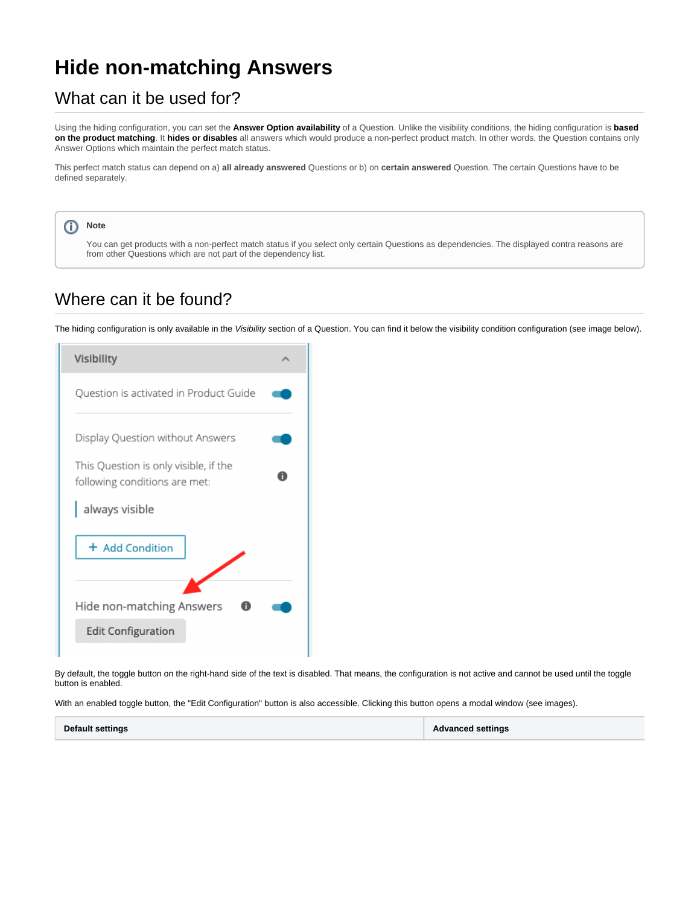# Hide non-matching Answers

## What can it be used for?

Using the hiding configuration, you can set the **Answer Option availability** of a Question. Unlike the visibility conditions, the hiding configuration is **based on the product matching**. It **hides or disables** all answers which would produce a non-perfect product match. In other words, the Question contains only Answer Options which maintain the perfect match status.

This perfect match status can depend on a) **all already answered** Questions or b) on **certain answered** Question. The certain Questions have to be defined separately.

> **Note**
>
> You can get products with a non-perfect match status if you select only certain Questions as dependencies. The displayed contra reasons are from other Questions which are not part of the dependency list.

## Where can it be found?

The hiding configuration is only available in the *Visibility* section of a Question. You can find it below the visibility condition configuration (see image below).

By default, the toggle button on the right-hand side of the text is disabled. That means, the configuration is not active and cannot be used until the toggle button is enabled.

With an enabled toggle button, the "Edit Configuration" button is also accessible. Clicking this button opens a modal window (see images).

| Default settings | Advanced settings |
| --- | --- |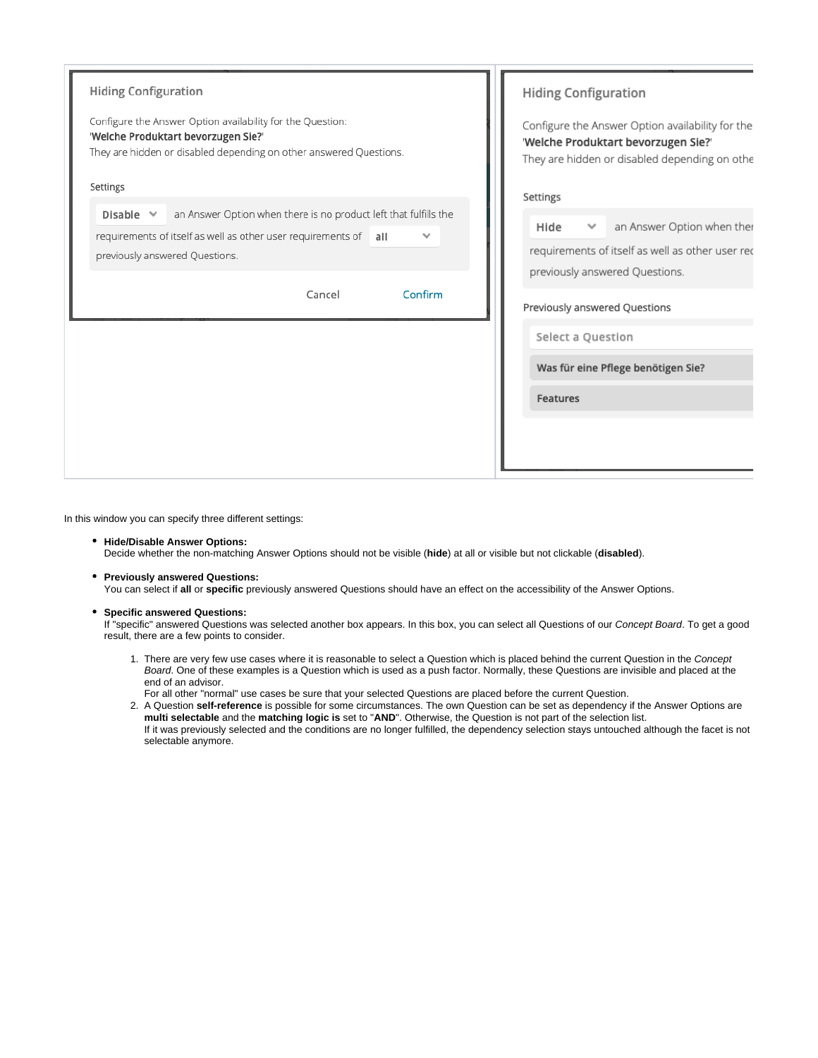In this window you can specify three different settings:

- **Hide/Disable Answer Options:**
  Decide whether the non-matching Answer Options should not be visible (**hide**) at all or visible but not clickable (**disabled**).
- **Previously answered Questions:**
  You can select if **all** or **specific** previously answered Questions should have an effect on the accessibility of the Answer Options.
- **Specific answered Questions:**
  If "specific" answered Questions was selected another box appears. In this box, you can select all Questions of our *Concept Board*. To get a good result, there are a few points to consider.
  1. There are very few use cases where it is reasonable to select a Question which is placed behind the current Question in the *Concept Board*. One of these examples is a Question which is used as a push factor. Normally, these Questions are invisible and placed at the end of an advisor.
     For all other "normal" use cases be sure that your selected Questions are placed before the current Question.
  2. A Question **self-reference** is possible for some circumstances. The own Question can be set as dependency if the Answer Options are **multi selectable** and the **matching logic is** set to "**AND**". Otherwise, the Question is not part of the selection list.
     If it was previously selected and the conditions are no longer fulfilled, the dependency selection stays untouched although the facet is not selectable anymore.